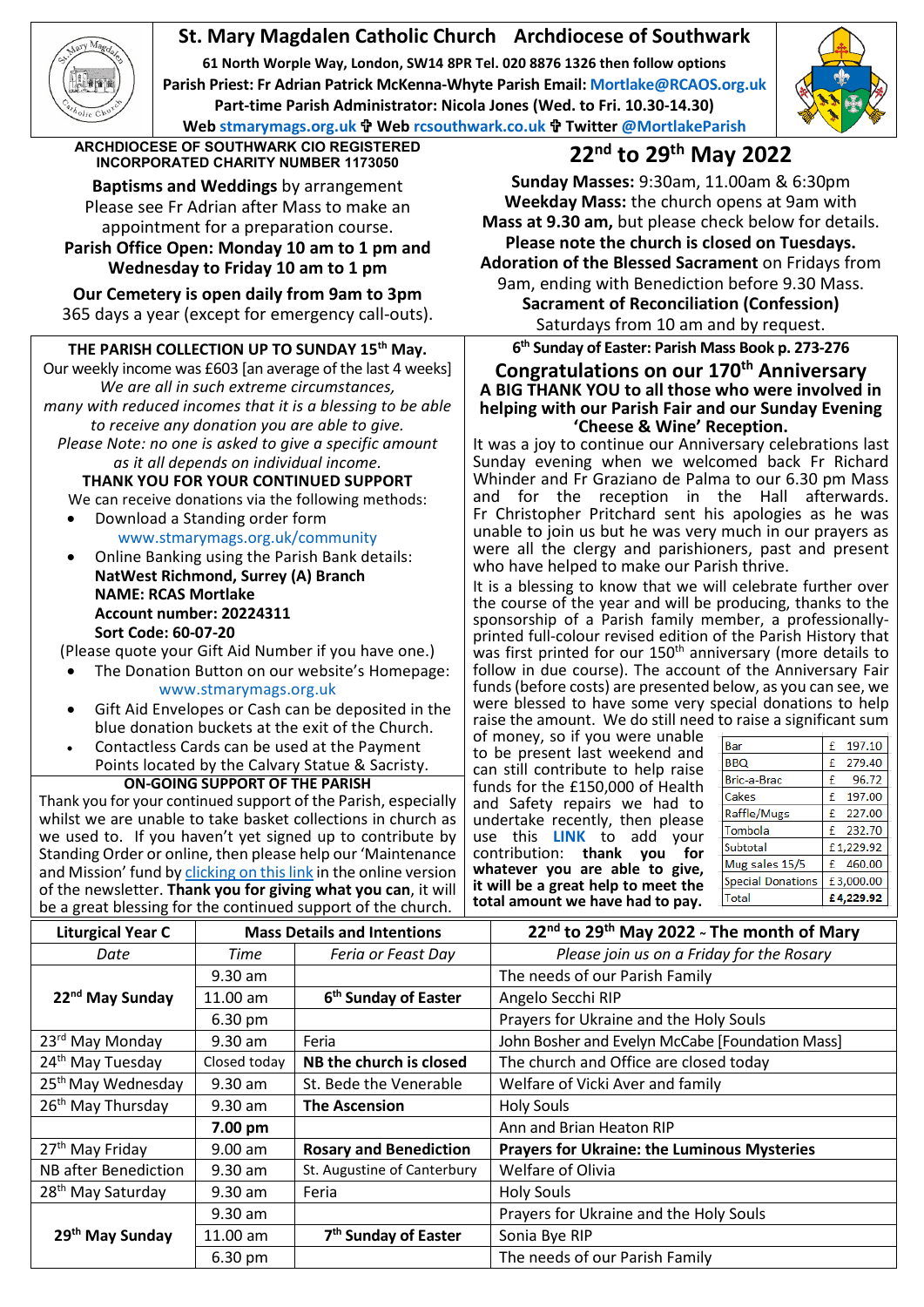# St. Mary Magdalen Catholic Church Archdiocese of Southwark

**61 North Worple Way, London, SW14 8PR Tel. 020 8876 1326 then follow options**
**Parish Priest: Fr Adrian Patrick McKenna-Whyte Parish Email: Mortlake@RCAOS.org.uk**
**Part-time Parish Administrator: Nicola Jones (Wed. to Fri. 10.30-14.30)**
**Web stmarymags.org.uk ✠ Web rcsouthwark.co.uk ✠ Twitter @MortlakeParish**

**ARCHDIOCESE OF SOUTHWARK CIO REGISTERED INCORPORATED CHARITY NUMBER 1173050**

**Baptisms and Weddings** by arrangement
Please see Fr Adrian after Mass to make an appointment for a preparation course.
**Parish Office Open: Monday 10 am to 1 pm and Wednesday to Friday 10 am to 1 pm**

**Our Cemetery is open daily from 9am to 3pm**
365 days a year (except for emergency call-outs).

## 22nd to 29th May 2022

**Sunday Masses:** 9:30am, 11.00am & 6:30pm
**Weekday Mass:** the church opens at 9am with **Mass at 9.30 am,** but please check below for details.
**Please note the church is closed on Tuesdays.**
**Adoration of the Blessed Sacrament** on Fridays from 9am, ending with Benediction before 9.30 Mass.
**Sacrament of Reconciliation (Confession)**
Saturdays from 10 am and by request.

### THE PARISH COLLECTION UP TO SUNDAY 15th May.

Our weekly income was £603 [an average of the last 4 weeks]
*We are all in such extreme circumstances, many with reduced incomes that it is a blessing to be able to receive any donation you are able to give.*
*Please Note: no one is asked to give a specific amount as it all depends on individual income.*

**THANK YOU FOR YOUR CONTINUED SUPPORT**

We can receive donations via the following methods:

- Download a Standing order form www.stmarymags.org.uk/community
- Online Banking using the Parish Bank details:
  **NatWest Richmond, Surrey (A) Branch**
  **NAME: RCAS Mortlake**
  **Account number: 20224311**
  **Sort Code: 60-07-20**

(Please quote your Gift Aid Number if you have one.)

- The Donation Button on our website's Homepage: www.stmarymags.org.uk
- Gift Aid Envelopes or Cash can be deposited in the blue donation buckets at the exit of the Church.
- Contactless Cards can be used at the Payment Points located by the Calvary Statue & Sacristy.

### ON-GOING SUPPORT OF THE PARISH

Thank you for your continued support of the Parish, especially whilst we are unable to take basket collections in church as we used to. If you haven't yet signed up to contribute by Standing Order or online, then please help our 'Maintenance and Mission' fund by clicking on this link in the online version of the newsletter. **Thank you for giving what you can**, it will be a great blessing for the continued support of the church.

**6th Sunday of Easter: Parish Mass Book p. 273-276**

## Congratulations on our 170th Anniversary

**A BIG THANK YOU to all those who were involved in helping with our Parish Fair and our Sunday Evening 'Cheese & Wine' Reception.**

It was a joy to continue our Anniversary celebrations last Sunday evening when we welcomed back Fr Richard Whinder and Fr Graziano de Palma to our 6.30 pm Mass and for the reception in the Hall afterwards. Fr Christopher Pritchard sent his apologies as he was unable to join us but he was very much in our prayers as were all the clergy and parishioners, past and present who have helped to make our Parish thrive.

It is a blessing to know that we will celebrate further over the course of the year and will be producing, thanks to the sponsorship of a Parish family member, a professionally-printed full-colour revised edition of the Parish History that was first printed for our 150th anniversary (more details to follow in due course). The account of the Anniversary Fair funds (before costs) are presented below, as you can see, we were blessed to have some very special donations to help raise the amount. We do still need to raise a significant sum of money, so if you were unable to be present last weekend and can still contribute to help raise funds for the £150,000 of Health and Safety repairs we had to undertake recently, then please use this **LINK** to add your contribution: **thank you for whatever you are able to give, it will be a great help to meet the total amount we have had to pay.**

| Item | Amount |
|---|---|
| Bar | £ 197.10 |
| BBQ | £ 279.40 |
| Bric-a-Brac | £ 96.72 |
| Cakes | £ 197.00 |
| Raffle/Mugs | £ 227.00 |
| Tombola | £ 232.70 |
| Subtotal | £1,229.92 |
| Mug sales 15/5 | £ 460.00 |
| Special Donations | £3,000.00 |
| Total | **£4,229.92** |

| Liturgical Year C | Mass Details and Intentions | | 22nd to 29th May 2022 ~ The month of Mary |
|---|---|---|---|
| *Date* | *Time* | *Feria or Feast Day* | *Please join us on a Friday for the Rosary* |
| **22nd May Sunday** | 9.30 am | | The needs of our Parish Family |
| | 11.00 am | **6th Sunday of Easter** | Angelo Secchi RIP |
| | 6.30 pm | | Prayers for Ukraine and the Holy Souls |
| 23rd May Monday | 9.30 am | Feria | John Bosher and Evelyn McCabe [Foundation Mass] |
| 24th May Tuesday | Closed today | **NB the church is closed** | The church and Office are closed today |
| 25th May Wednesday | 9.30 am | St. Bede the Venerable | Welfare of Vicki Aver and family |
| 26th May Thursday | 9.30 am | **The Ascension** | Holy Souls |
| | **7.00 pm** | | Ann and Brian Heaton RIP |
| 27th May Friday | 9.00 am | **Rosary and Benediction** | **Prayers for Ukraine: the Luminous Mysteries** |
| NB after Benediction | 9.30 am | St. Augustine of Canterbury | Welfare of Olivia |
| 28th May Saturday | 9.30 am | Feria | Holy Souls |
| **29th May Sunday** | 9.30 am | | Prayers for Ukraine and the Holy Souls |
| | 11.00 am | **7th Sunday of Easter** | Sonia Bye RIP |
| | 6.30 pm | | The needs of our Parish Family |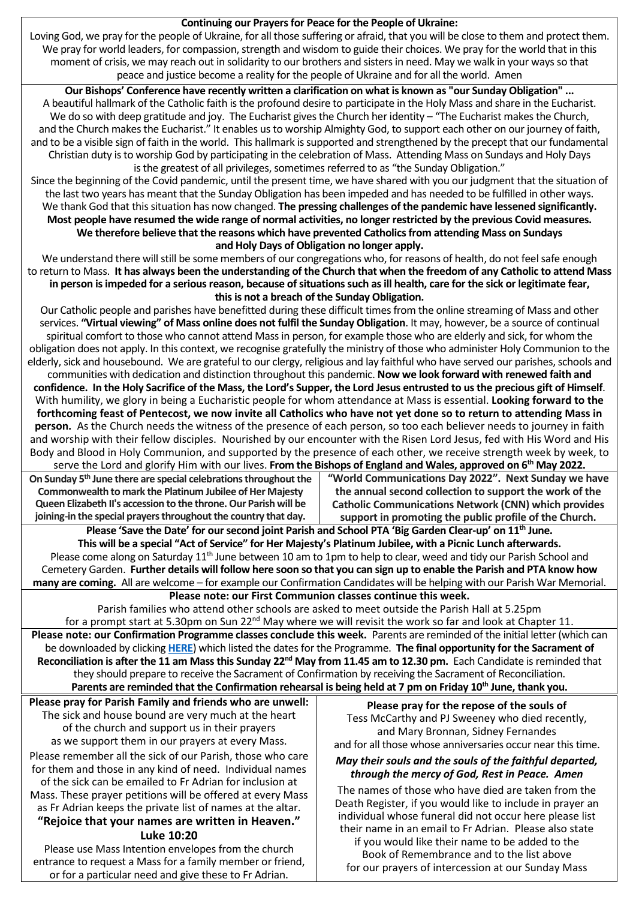## Continuing our Prayers for Peace for the People of Ukraine:

Loving God, we pray for the people of Ukraine, for all those suffering or afraid, that you will be close to them and protect them. We pray for world leaders, for compassion, strength and wisdom to guide their choices. We pray for the world that in this moment of crisis, we may reach out in solidarity to our brothers and sisters in need. May we walk in your ways so that peace and justice become a reality for the people of Ukraine and for all the world. Amen

## Our Bishops' Conference have recently written a clarification on what is known as "our Sunday Obligation" ...

A beautiful hallmark of the Catholic faith is the profound desire to participate in the Holy Mass and share in the Eucharist. We do so with deep gratitude and joy. The Eucharist gives the Church her identity – "The Eucharist makes the Church, and the Church makes the Eucharist." It enables us to worship Almighty God, to support each other on our journey of faith, and to be a visible sign of faith in the world. This hallmark is supported and strengthened by the precept that our fundamental Christian duty is to worship God by participating in the celebration of Mass. Attending Mass on Sundays and Holy Days is the greatest of all privileges, sometimes referred to as "the Sunday Obligation."

Since the beginning of the Covid pandemic, until the present time, we have shared with you our judgment that the situation of the last two years has meant that the Sunday Obligation has been impeded and has needed to be fulfilled in other ways. We thank God that this situation has now changed. **The pressing challenges of the pandemic have lessened significantly. Most people have resumed the wide range of normal activities, no longer restricted by the previous Covid measures. We therefore believe that the reasons which have prevented Catholics from attending Mass on Sundays and Holy Days of Obligation no longer apply.**

We understand there will still be some members of our congregations who, for reasons of health, do not feel safe enough to return to Mass. **It has always been the understanding of the Church that when the freedom of any Catholic to attend Mass in person is impeded for a serious reason, because of situations such as ill health, care for the sick or legitimate fear, this is not a breach of the Sunday Obligation.**

Our Catholic people and parishes have benefitted during these difficult times from the online streaming of Mass and other services. **"Virtual viewing" of Mass online does not fulfil the Sunday Obligation**. It may, however, be a source of continual spiritual comfort to those who cannot attend Mass in person, for example those who are elderly and sick, for whom the obligation does not apply. In this context, we recognise gratefully the ministry of those who administer Holy Communion to the elderly, sick and housebound. We are grateful to our clergy, religious and lay faithful who have served our parishes, schools and communities with dedication and distinction throughout this pandemic. **Now we look forward with renewed faith and confidence. In the Holy Sacrifice of the Mass, the Lord's Supper, the Lord Jesus entrusted to us the precious gift of Himself**. With humility, we glory in being a Eucharistic people for whom attendance at Mass is essential. **Looking forward to the forthcoming feast of Pentecost, we now invite all Catholics who have not yet done so to return to attending Mass in person.** As the Church needs the witness of the presence of each person, so too each believer needs to journey in faith and worship with their fellow disciples. Nourished by our encounter with the Risen Lord Jesus, fed with His Word and His Body and Blood in Holy Communion, and supported by the presence of each other, we receive strength week by week, to serve the Lord and glorify Him with our lives. **From the Bishops of England and Wales, approved on 6th May 2022.**

**On Sunday 5th June there are special celebrations throughout the Commonwealth to mark the Platinum Jubilee of Her Majesty Queen Elizabeth II's accession to the throne. Our Parish will be joining-in the special prayers throughout the country that day.**

**"World Communications Day 2022". Next Sunday we have the annual second collection to support the work of the Catholic Communications Network (CNN) which provides support in promoting the public profile of the Church.**

**Please 'Save the Date' for our second joint Parish and School PTA 'Big Garden Clear-up' on 11th June. This will be a special "Act of Service" for Her Majesty's Platinum Jubilee, with a Picnic Lunch afterwards.**

Please come along on Saturday 11th June between 10 am to 1pm to help to clear, weed and tidy our Parish School and Cemetery Garden. **Further details will follow here soon so that you can sign up to enable the Parish and PTA know how many are coming.** All are welcome – for example our Confirmation Candidates will be helping with our Parish War Memorial.

**Please note: our First Communion classes continue this week.**

Parish families who attend other schools are asked to meet outside the Parish Hall at 5.25pm for a prompt start at 5.30pm on Sun 22nd May where we will revisit the work so far and look at Chapter 11.

**Please note: our Confirmation Programme classes conclude this week.** Parents are reminded of the initial letter (which can be downloaded by clicking **HERE**) which listed the dates for the Programme. **The final opportunity for the Sacrament of Reconciliation is after the 11 am Mass this Sunday 22nd May from 11.45 am to 12.30 pm.** Each Candidate is reminded that they should prepare to receive the Sacrament of Confirmation by receiving the Sacrament of Reconciliation.

**Parents are reminded that the Confirmation rehearsal is being held at 7 pm on Friday 10th June, thank you.**

**Please pray for Parish Family and friends who are unwell:**

The sick and house bound are very much at the heart of the church and support us in their prayers as we support them in our prayers at every Mass.

Please remember all the sick of our Parish, those who care for them and those in any kind of need. Individual names of the sick can be emailed to Fr Adrian for inclusion at Mass. These prayer petitions will be offered at every Mass as Fr Adrian keeps the private list of names at the altar.

**"Rejoice that your names are written in Heaven." Luke 10:20**

Please use Mass Intention envelopes from the church entrance to request a Mass for a family member or friend, or for a particular need and give these to Fr Adrian.

**Please pray for the repose of the souls of**

Tess McCarthy and PJ Sweeney who died recently, and Mary Bronnan, Sidney Fernandes and for all those whose anniversaries occur near this time.

***May their souls and the souls of the faithful departed, through the mercy of God, Rest in Peace. Amen***

The names of those who have died are taken from the Death Register, if you would like to include in prayer an individual whose funeral did not occur here please list their name in an email to Fr Adrian. Please also state if you would like their name to be added to the Book of Remembrance and to the list above for our prayers of intercession at our Sunday Mass